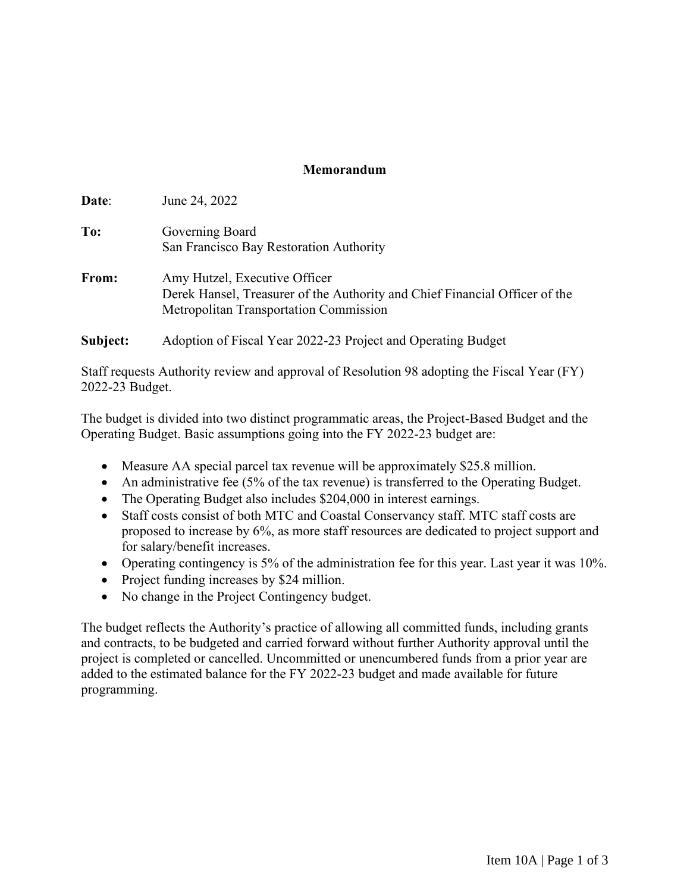**Memorandum**

**Date**: June 24, 2022

**To:** Governing Board
San Francisco Bay Restoration Authority

**From:** Amy Hutzel, Executive Officer
Derek Hansel, Treasurer of the Authority and Chief Financial Officer of the Metropolitan Transportation Commission

**Subject:** Adoption of Fiscal Year 2022-23 Project and Operating Budget

Staff requests Authority review and approval of Resolution 98 adopting the Fiscal Year (FY) 2022-23 Budget.

The budget is divided into two distinct programmatic areas, the Project-Based Budget and the Operating Budget. Basic assumptions going into the FY 2022-23 budget are:

- Measure AA special parcel tax revenue will be approximately $25.8 million.
- An administrative fee (5% of the tax revenue) is transferred to the Operating Budget.
- The Operating Budget also includes $204,000 in interest earnings.
- Staff costs consist of both MTC and Coastal Conservancy staff. MTC staff costs are proposed to increase by 6%, as more staff resources are dedicated to project support and for salary/benefit increases.
- Operating contingency is 5% of the administration fee for this year. Last year it was 10%.
- Project funding increases by $24 million.
- No change in the Project Contingency budget.

The budget reflects the Authority's practice of allowing all committed funds, including grants and contracts, to be budgeted and carried forward without further Authority approval until the project is completed or cancelled. Uncommitted or unencumbered funds from a prior year are added to the estimated balance for the FY 2022-23 budget and made available for future programming.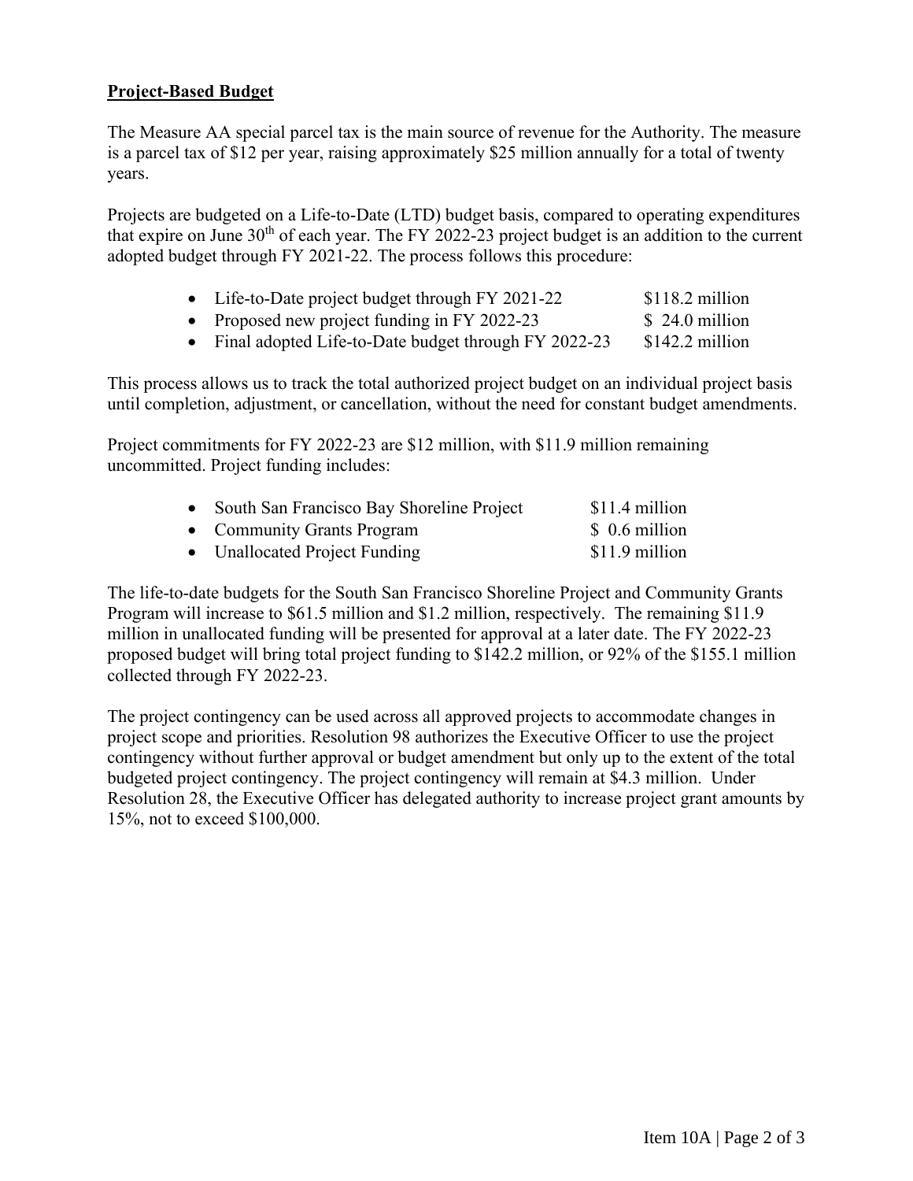## Project-Based Budget

The Measure AA special parcel tax is the main source of revenue for the Authority. The measure is a parcel tax of $12 per year, raising approximately $25 million annually for a total of twenty years.

Projects are budgeted on a Life-to-Date (LTD) budget basis, compared to operating expenditures that expire on June 30th of each year. The FY 2022-23 project budget is an addition to the current adopted budget through FY 2021-22. The process follows this procedure:

- Life-to-Date project budget through FY 2021-22 — $118.2 million
- Proposed new project funding in FY 2022-23 — $ 24.0 million
- Final adopted Life-to-Date budget through FY 2022-23 — $142.2 million

This process allows us to track the total authorized project budget on an individual project basis until completion, adjustment, or cancellation, without the need for constant budget amendments.

Project commitments for FY 2022-23 are $12 million, with $11.9 million remaining uncommitted. Project funding includes:

- South San Francisco Bay Shoreline Project — $11.4 million
- Community Grants Program — $ 0.6 million
- Unallocated Project Funding — $11.9 million

The life-to-date budgets for the South San Francisco Shoreline Project and Community Grants Program will increase to $61.5 million and $1.2 million, respectively. The remaining $11.9 million in unallocated funding will be presented for approval at a later date. The FY 2022-23 proposed budget will bring total project funding to $142.2 million, or 92% of the $155.1 million collected through FY 2022-23.

The project contingency can be used across all approved projects to accommodate changes in project scope and priorities. Resolution 98 authorizes the Executive Officer to use the project contingency without further approval or budget amendment but only up to the extent of the total budgeted project contingency. The project contingency will remain at $4.3 million. Under Resolution 28, the Executive Officer has delegated authority to increase project grant amounts by 15%, not to exceed $100,000.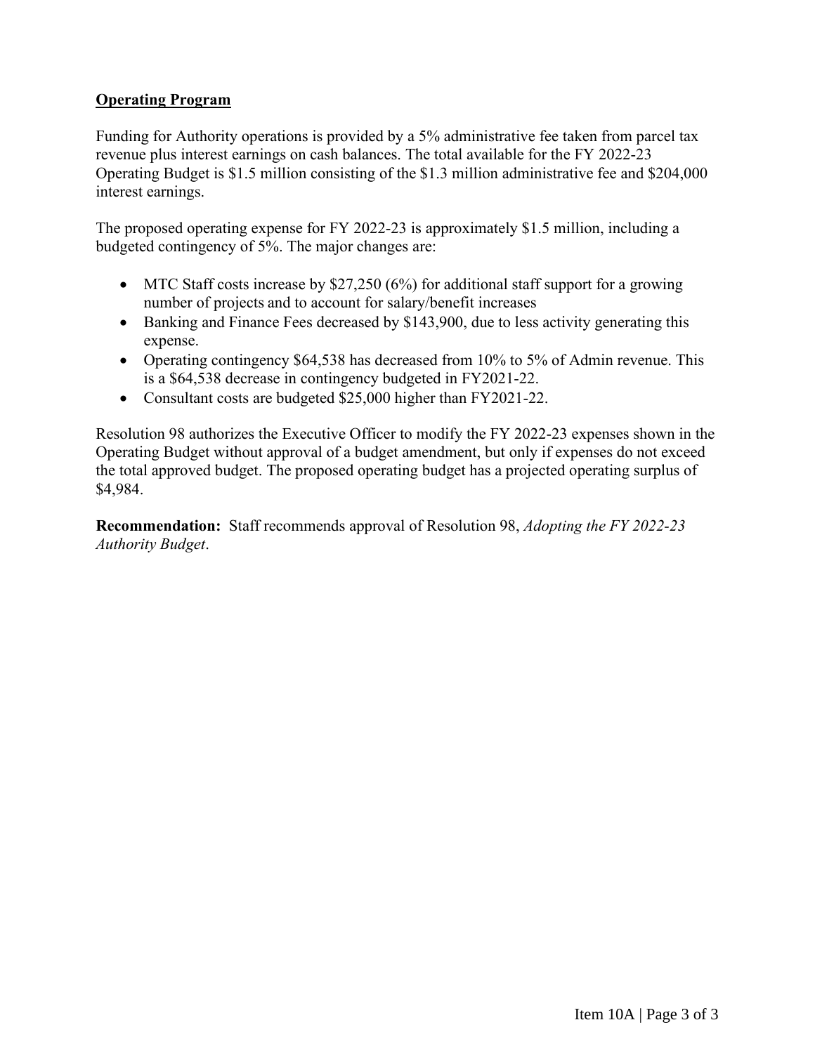**Operating Program**

Funding for Authority operations is provided by a 5% administrative fee taken from parcel tax revenue plus interest earnings on cash balances. The total available for the FY 2022-23 Operating Budget is $1.5 million consisting of the $1.3 million administrative fee and $204,000 interest earnings.

The proposed operating expense for FY 2022-23 is approximately $1.5 million, including a budgeted contingency of 5%. The major changes are:

- MTC Staff costs increase by $27,250 (6%) for additional staff support for a growing number of projects and to account for salary/benefit increases
- Banking and Finance Fees decreased by $143,900, due to less activity generating this expense.
- Operating contingency $64,538 has decreased from 10% to 5% of Admin revenue. This is a $64,538 decrease in contingency budgeted in FY2021-22.
- Consultant costs are budgeted $25,000 higher than FY2021-22.

Resolution 98 authorizes the Executive Officer to modify the FY 2022-23 expenses shown in the Operating Budget without approval of a budget amendment, but only if expenses do not exceed the total approved budget. The proposed operating budget has a projected operating surplus of $4,984.

**Recommendation:** Staff recommends approval of Resolution 98, *Adopting the FY 2022-23 Authority Budget*.